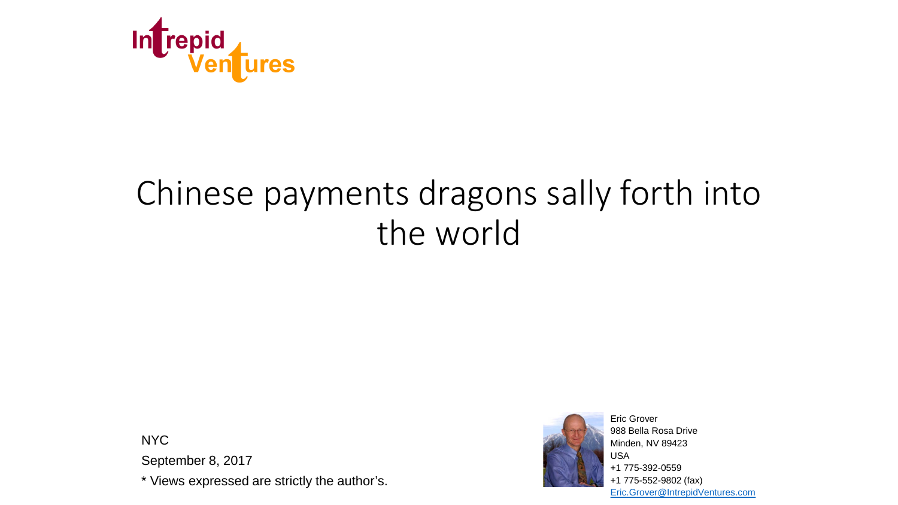Intrepid Ventures

# Chinese payments dragons sally forth into the world

NYC

September 8, 2017

* Views expressed are strictly the author's.

Eric Grover
988 Bella Rosa Drive
Minden, NV 89423
USA
+1 775-392-0559
+1 775-552-9802 (fax)
Eric.Grover@IntrepidVentures.com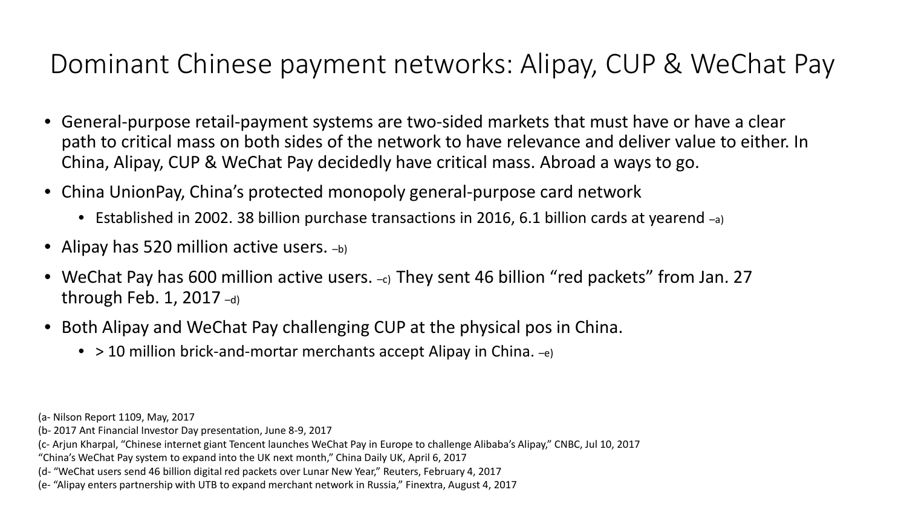# Dominant Chinese payment networks: Alipay, CUP & WeChat Pay

- General-purpose retail-payment systems are two-sided markets that must have or have a clear path to critical mass on both sides of the network to have relevance and deliver value to either. In China, Alipay, CUP & WeChat Pay decidedly have critical mass. Abroad a ways to go.
- China UnionPay, China's protected monopoly general-purpose card network
  - Established in 2002. 38 billion purchase transactions in 2016, 6.1 billion cards at yearend –a)
- Alipay has 520 million active users. –b)
- WeChat Pay has 600 million active users. –c) They sent 46 billion "red packets" from Jan. 27 through Feb. 1, 2017 –d)
- Both Alipay and WeChat Pay challenging CUP at the physical pos in China.
  - > 10 million brick-and-mortar merchants accept Alipay in China. –e)

(a- Nilson Report 1109, May, 2017
(b- 2017 Ant Financial Investor Day presentation, June 8-9, 2017
(c- Arjun Kharpal, "Chinese internet giant Tencent launches WeChat Pay in Europe to challenge Alibaba's Alipay," CNBC, Jul 10, 2017
"China's WeChat Pay system to expand into the UK next month," China Daily UK, April 6, 2017
(d- "WeChat users send 46 billion digital red packets over Lunar New Year," Reuters, February 4, 2017
(e- "Alipay enters partnership with UTB to expand merchant network in Russia," Finextra, August 4, 2017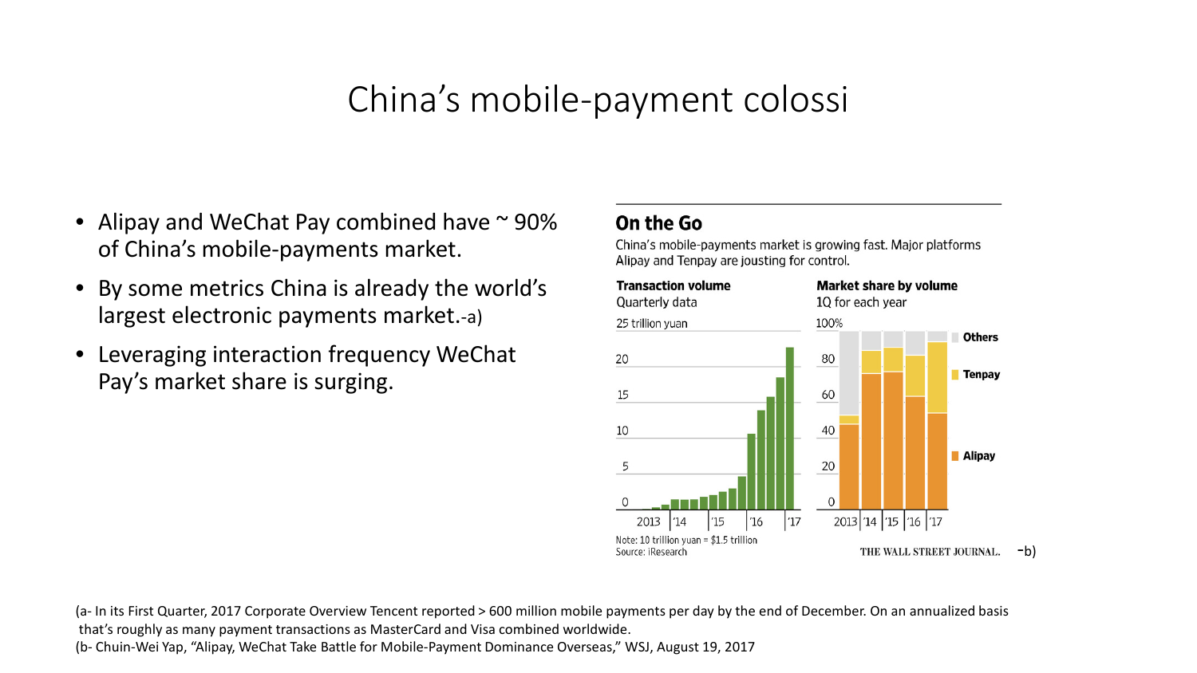# China's mobile-payment colossi

- Alipay and WeChat Pay combined have ~ 90% of China's mobile-payments market.
- By some metrics China is already the world's largest electronic payments market.-a)
- Leveraging interaction frequency WeChat Pay's market share is surging.

**On the Go**

China's mobile-payments market is growing fast. Major platforms Alipay and Tenpay are jousting for control.

**Transaction volume**
Quarterly data

**Market share by volume**
1Q for each year

Note: 10 trillion yuan = $1.5 trillion
Source: iResearch

THE WALL STREET JOURNAL. -b)

(a- In its First Quarter, 2017 Corporate Overview Tencent reported > 600 million mobile payments per day by the end of December. On an annualized basis that's roughly as many payment transactions as MasterCard and Visa combined worldwide.
(b- Chuin-Wei Yap, "Alipay, WeChat Take Battle for Mobile-Payment Dominance Overseas," WSJ, August 19, 2017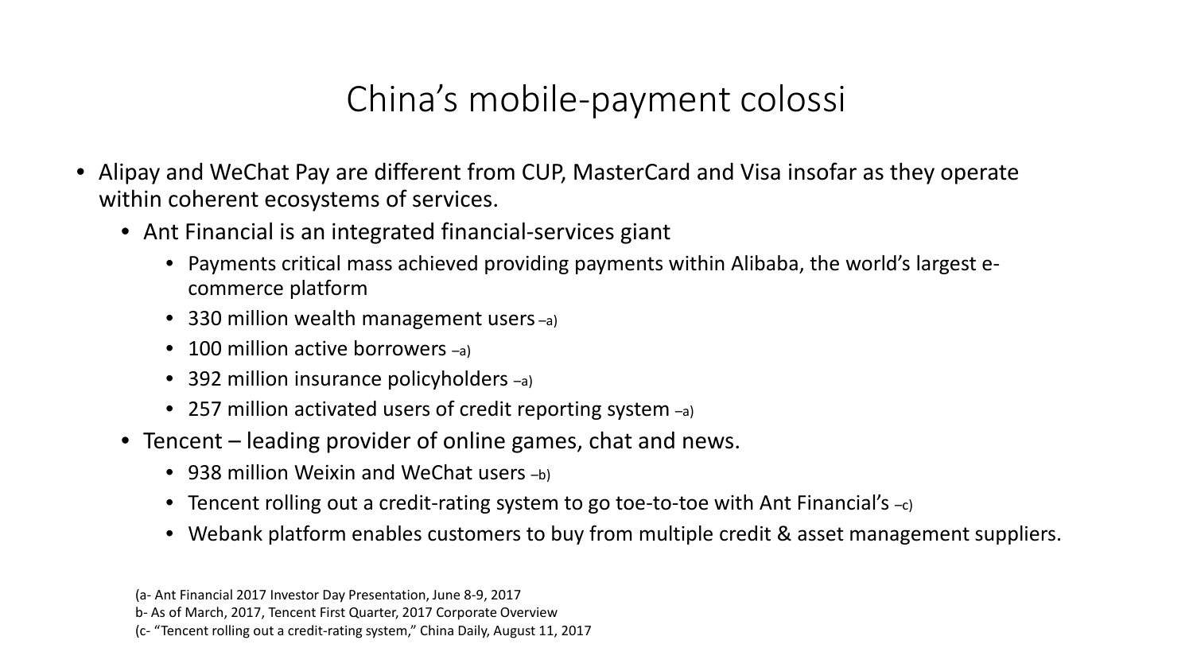# China's mobile-payment colossi

- Alipay and WeChat Pay are different from CUP, MasterCard and Visa insofar as they operate within coherent ecosystems of services.
  - Ant Financial is an integrated financial-services giant
    - Payments critical mass achieved providing payments within Alibaba, the world's largest e-commerce platform
    - 330 million wealth management users –a)
    - 100 million active borrowers –a)
    - 392 million insurance policyholders –a)
    - 257 million activated users of credit reporting system –a)
  - Tencent – leading provider of online games, chat and news.
    - 938 million Weixin and WeChat users –b)
    - Tencent rolling out a credit-rating system to go toe-to-toe with Ant Financial's –c)
    - Webank platform enables customers to buy from multiple credit & asset management suppliers.

(a- Ant Financial 2017 Investor Day Presentation, June 8-9, 2017
b- As of March, 2017, Tencent First Quarter, 2017 Corporate Overview
(c- "Tencent rolling out a credit-rating system," China Daily, August 11, 2017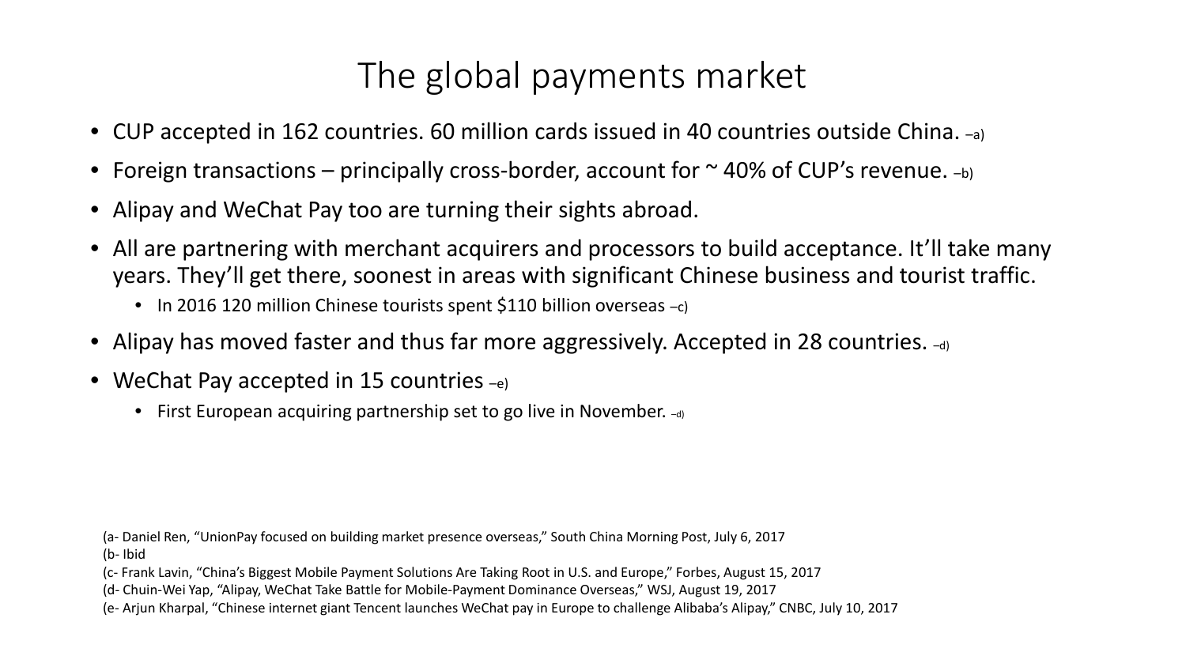# The global payments market

- CUP accepted in 162 countries. 60 million cards issued in 40 countries outside China. –a)
- Foreign transactions – principally cross-border, account for ~ 40% of CUP's revenue. –b)
- Alipay and WeChat Pay too are turning their sights abroad.
- All are partnering with merchant acquirers and processors to build acceptance. It'll take many years. They'll get there, soonest in areas with significant Chinese business and tourist traffic.
  - In 2016 120 million Chinese tourists spent $110 billion overseas –c)
- Alipay has moved faster and thus far more aggressively. Accepted in 28 countries. –d)
- WeChat Pay accepted in 15 countries –e)
  - First European acquiring partnership set to go live in November. –d)

(a- Daniel Ren, "UnionPay focused on building market presence overseas," South China Morning Post, July 6, 2017
(b- Ibid
(c- Frank Lavin, "China's Biggest Mobile Payment Solutions Are Taking Root in U.S. and Europe," Forbes, August 15, 2017
(d- Chuin-Wei Yap, "Alipay, WeChat Take Battle for Mobile-Payment Dominance Overseas," WSJ, August 19, 2017
(e- Arjun Kharpal, "Chinese internet giant Tencent launches WeChat pay in Europe to challenge Alibaba's Alipay," CNBC, July 10, 2017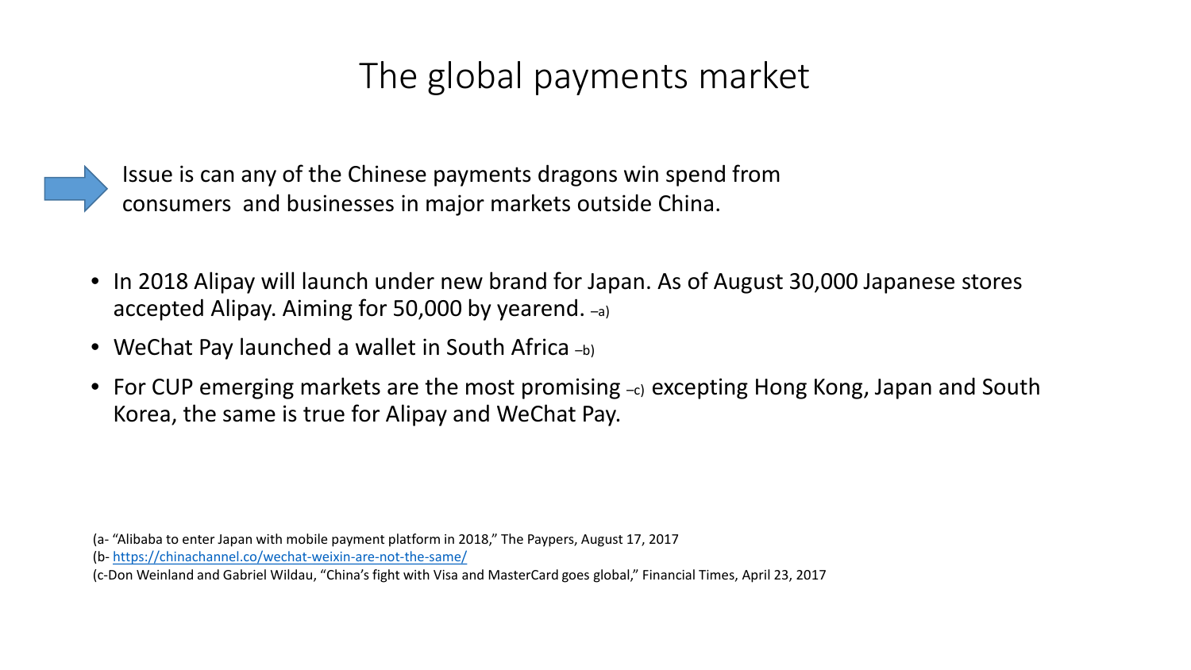# The global payments market

Issue is can any of the Chinese payments dragons win spend from consumers and businesses in major markets outside China.

- In 2018 Alipay will launch under new brand for Japan. As of August 30,000 Japanese stores accepted Alipay. Aiming for 50,000 by yearend. –a)
- WeChat Pay launched a wallet in South Africa –b)
- For CUP emerging markets are the most promising –c) excepting Hong Kong, Japan and South Korea, the same is true for Alipay and WeChat Pay.

(a- "Alibaba to enter Japan with mobile payment platform in 2018," The Paypers, August 17, 2017
(b- https://chinachannel.co/wechat-weixin-are-not-the-same/
(c-Don Weinland and Gabriel Wildau, "China's fight with Visa and MasterCard goes global," Financial Times, April 23, 2017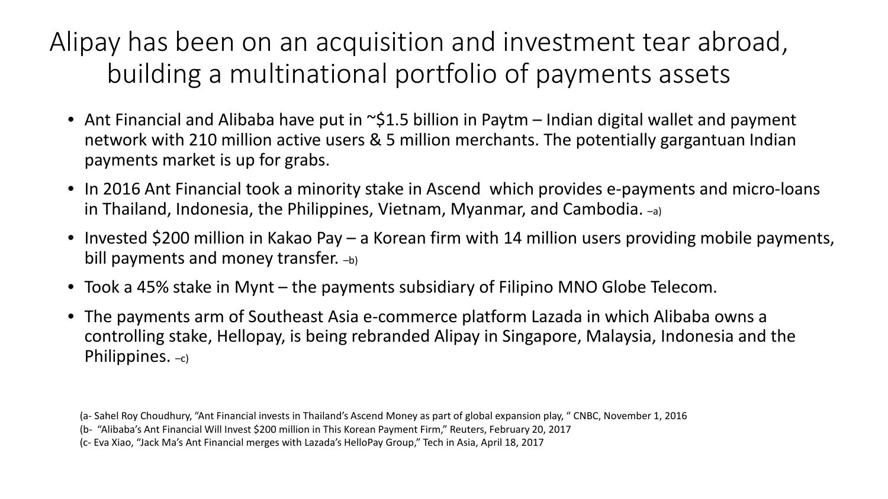# Alipay has been on an acquisition and investment tear abroad, building a multinational portfolio of payments assets

- Ant Financial and Alibaba have put in ~$1.5 billion in Paytm – Indian digital wallet and payment network with 210 million active users & 5 million merchants. The potentially gargantuan Indian payments market is up for grabs.
- In 2016 Ant Financial took a minority stake in Ascend which provides e-payments and micro-loans in Thailand, Indonesia, the Philippines, Vietnam, Myanmar, and Cambodia. –a)
- Invested $200 million in Kakao Pay – a Korean firm with 14 million users providing mobile payments, bill payments and money transfer. –b)
- Took a 45% stake in Mynt – the payments subsidiary of Filipino MNO Globe Telecom.
- The payments arm of Southeast Asia e-commerce platform Lazada in which Alibaba owns a controlling stake, Hellopay, is being rebranded Alipay in Singapore, Malaysia, Indonesia and the Philippines. –c)

(a- Sahel Roy Choudhury, "Ant Financial invests in Thailand's Ascend Money as part of global expansion play, " CNBC, November 1, 2016
(b- "Alibaba's Ant Financial Will Invest $200 million in This Korean Payment Firm," Reuters, February 20, 2017
(c- Eva Xiao, "Jack Ma's Ant Financial merges with Lazada's HelloPay Group," Tech in Asia, April 18, 2017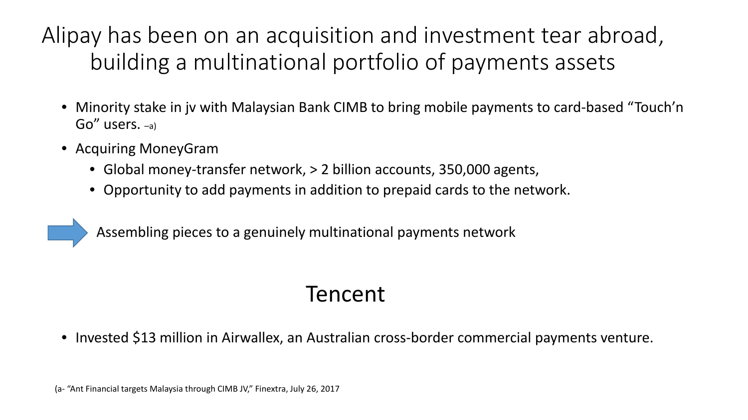# Alipay has been on an acquisition and investment tear abroad, building a multinational portfolio of payments assets

- Minority stake in jv with Malaysian Bank CIMB to bring mobile payments to card-based "Touch'n Go" users. –a)
- Acquiring MoneyGram
  - Global money-transfer network, > 2 billion accounts, 350,000 agents,
  - Opportunity to add payments in addition to prepaid cards to the network.

➡ Assembling pieces to a genuinely multinational payments network

## Tencent

- Invested $13 million in Airwallex, an Australian cross-border commercial payments venture.

(a- "Ant Financial targets Malaysia through CIMB JV," Finextra, July 26, 2017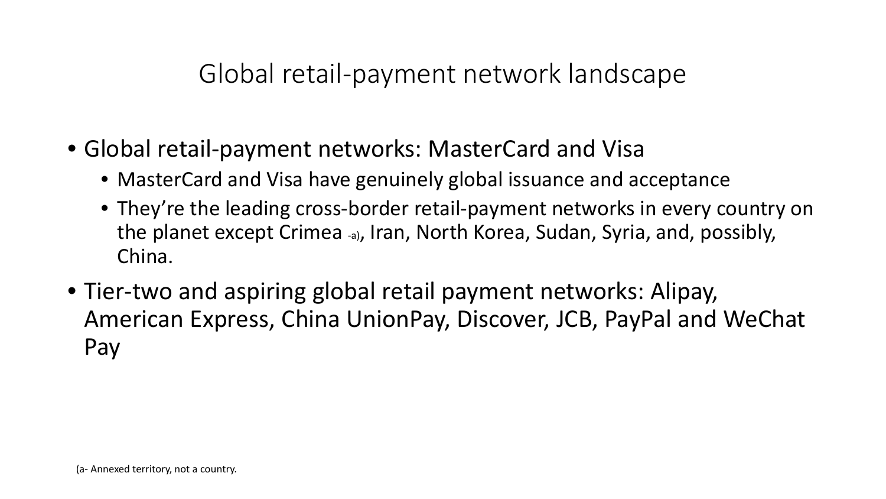# Global retail-payment network landscape

- Global retail-payment networks: MasterCard and Visa
  - MasterCard and Visa have genuinely global issuance and acceptance
  - They're the leading cross-border retail-payment networks in every country on the planet except Crimea [-a)], Iran, North Korea, Sudan, Syria, and, possibly, China.
- Tier-two and aspiring global retail payment networks: Alipay, American Express, China UnionPay, Discover, JCB, PayPal and WeChat Pay

(a- Annexed territory, not a country.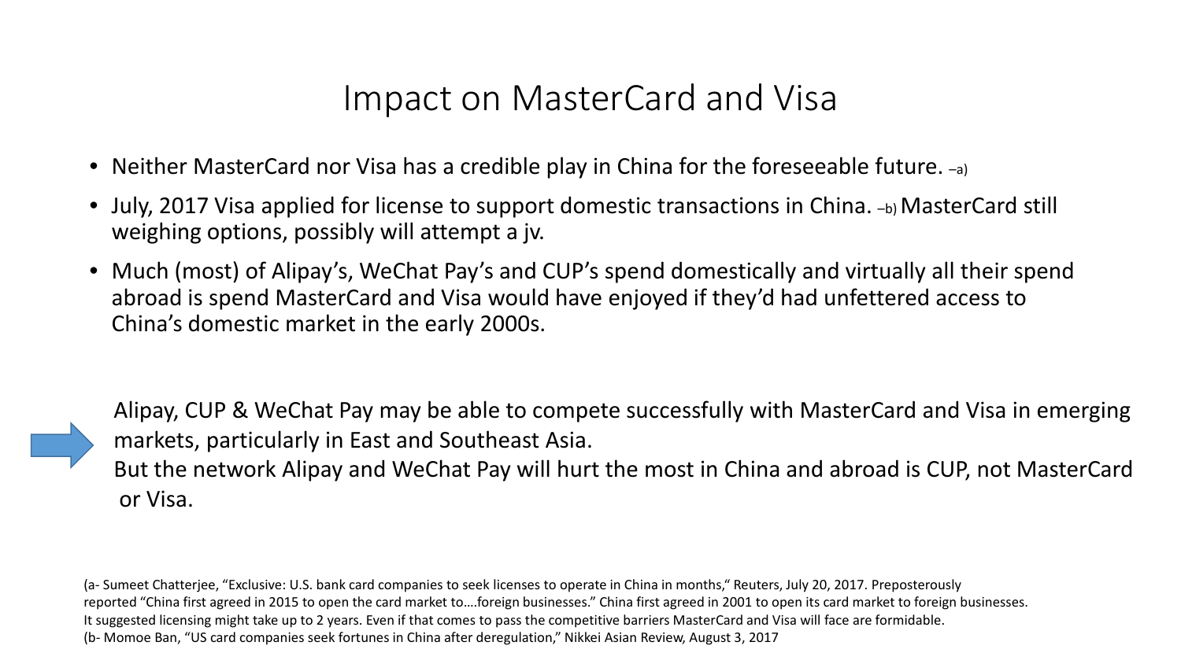# Impact on MasterCard and Visa

- Neither MasterCard nor Visa has a credible play in China for the foreseeable future. –a)
- July, 2017 Visa applied for license to support domestic transactions in China. –b) MasterCard still weighing options, possibly will attempt a jv.
- Much (most) of Alipay's, WeChat Pay's and CUP's spend domestically and virtually all their spend abroad is spend MasterCard and Visa would have enjoyed if they'd had unfettered access to China's domestic market in the early 2000s.

Alipay, CUP & WeChat Pay may be able to compete successfully with MasterCard and Visa in emerging markets, particularly in East and Southeast Asia.
But the network Alipay and WeChat Pay will hurt the most in China and abroad is CUP, not MasterCard or Visa.

(a- Sumeet Chatterjee, "Exclusive: U.S. bank card companies to seek licenses to operate in China in months," Reuters, July 20, 2017. Preposterously reported "China first agreed in 2015 to open the card market to….foreign businesses." China first agreed in 2001 to open its card market to foreign businesses. It suggested licensing might take up to 2 years. Even if that comes to pass the competitive barriers MasterCard and Visa will face are formidable.
(b- Momoe Ban, "US card companies seek fortunes in China after deregulation," Nikkei Asian Review, August 3, 2017